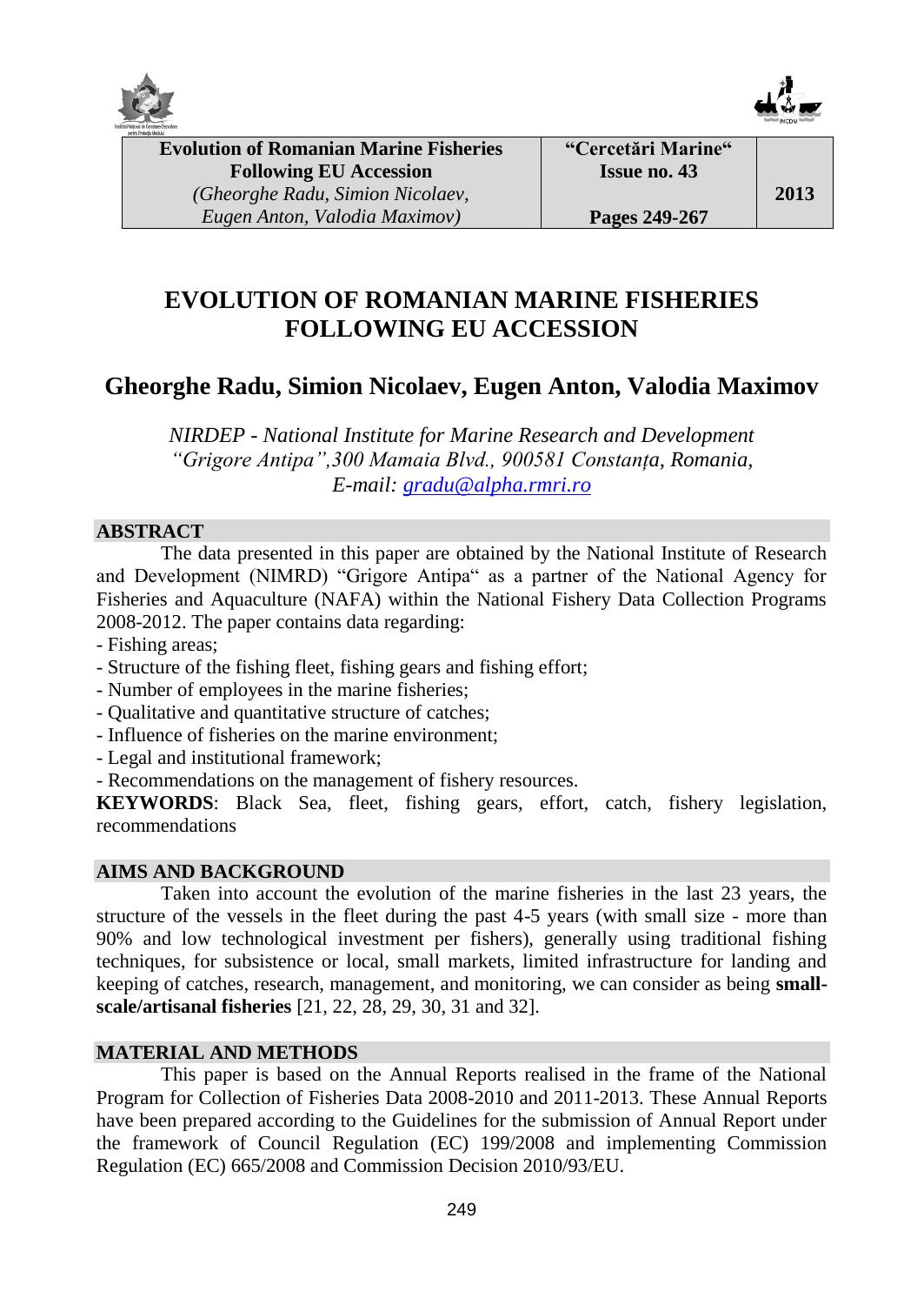# EVOLUTION OF ROMANIAN MARINE FISHERIES FOLLOWING EU ACCESSION

## Gheorghe Radu, Simion Nicolaev, Eugen Anton, Valodia Maximov

*NIRDEP - National Institute for Marine Research and Development "Grigore Antipa",300 Mamaia Blvd., 900581 Constanța, Romania, E-mail: gradu@alpha.rmri.ro*

### ABSTRACT

The data presented in this paper are obtained by the National Institute of Research and Development (NIMRD) "Grigore Antipa" as a partner of the National Agency for Fisheries and Aquaculture (NAFA) within the National Fishery Data Collection Programs 2008-2012. The paper contains data regarding:

- Fishing areas;
- Structure of the fishing fleet, fishing gears and fishing effort;
- Number of employees in the marine fisheries;
- Qualitative and quantitative structure of catches;
- Influence of fisheries on the marine environment;
- Legal and institutional framework;
- Recommendations on the management of fishery resources.

**KEYWORDS**: Black Sea, fleet, fishing gears, effort, catch, fishery legislation, recommendations

### AIMS AND BACKGROUND

Taken into account the evolution of the marine fisheries in the last 23 years, the structure of the vessels in the fleet during the past 4-5 years (with small size - more than 90% and low technological investment per fishers), generally using traditional fishing techniques, for subsistence or local, small markets, limited infrastructure for landing and keeping of catches, research, management, and monitoring, we can consider as being **small-scale/artisanal fisheries** [21, 22, 28, 29, 30, 31 and 32].

### MATERIAL AND METHODS

This paper is based on the Annual Reports realised in the frame of the National Program for Collection of Fisheries Data 2008-2010 and 2011-2013. These Annual Reports have been prepared according to the Guidelines for the submission of Annual Report under the framework of Council Regulation (EC) 199/2008 and implementing Commission Regulation (EC) 665/2008 and Commission Decision 2010/93/EU.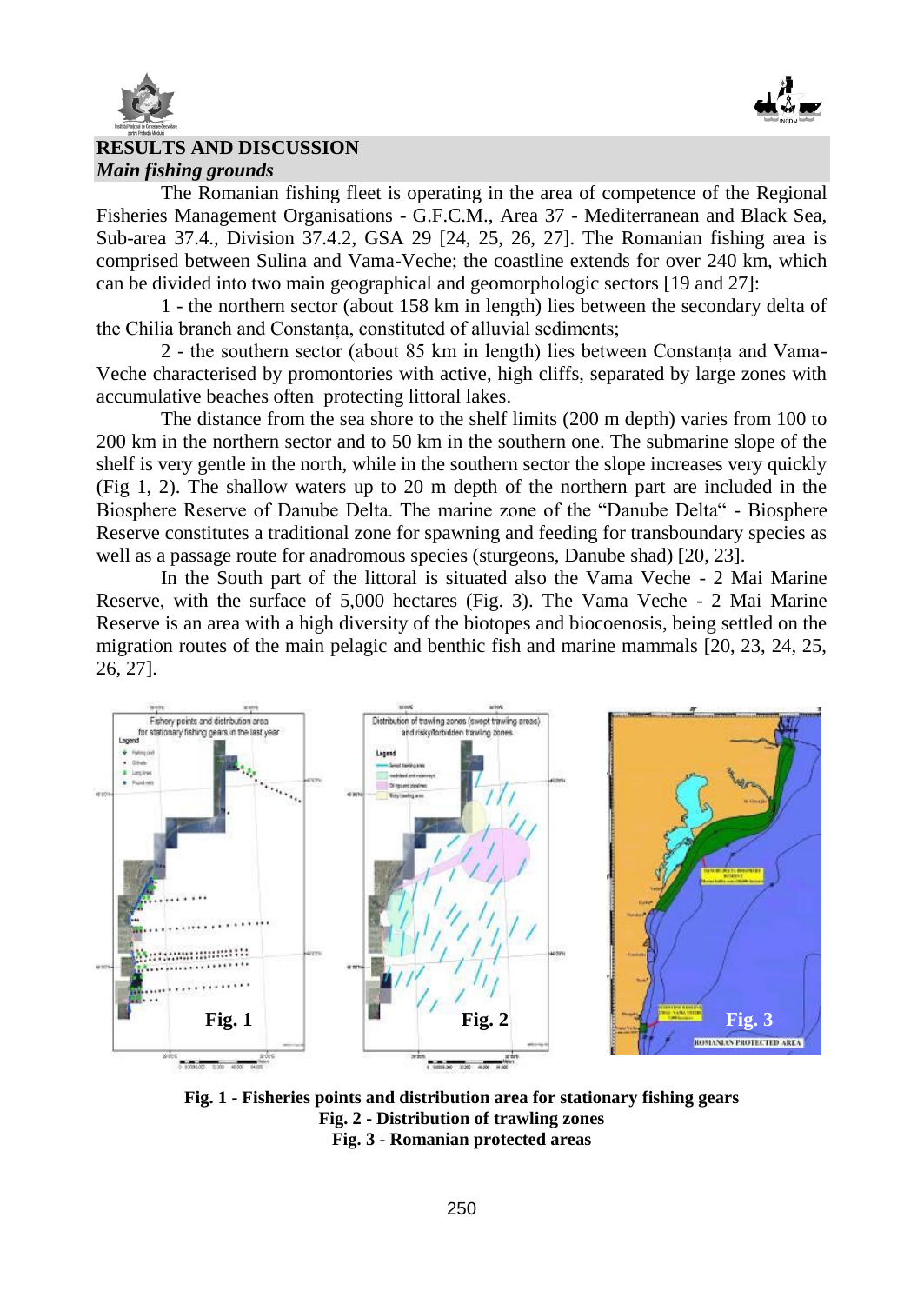## RESULTS AND DISCUSSION

### *Main fishing grounds*

The Romanian fishing fleet is operating in the area of competence of the Regional Fisheries Management Organisations - G.F.C.M., Area 37 - Mediterranean and Black Sea, Sub-area 37.4., Division 37.4.2, GSA 29 [24, 25, 26, 27]. The Romanian fishing area is comprised between Sulina and Vama-Veche; the coastline extends for over 240 km, which can be divided into two main geographical and geomorphologic sectors [19 and 27]:

1 - the northern sector (about 158 km in length) lies between the secondary delta of the Chilia branch and Constanța, constituted of alluvial sediments;

2 - the southern sector (about 85 km in length) lies between Constanța and Vama-Veche characterised by promontories with active, high cliffs, separated by large zones with accumulative beaches often protecting littoral lakes.

The distance from the sea shore to the shelf limits (200 m depth) varies from 100 to 200 km in the northern sector and to 50 km in the southern one. The submarine slope of the shelf is very gentle in the north, while in the southern sector the slope increases very quickly (Fig 1, 2). The shallow waters up to 20 m depth of the northern part are included in the Biosphere Reserve of Danube Delta. The marine zone of the "Danube Delta" - Biosphere Reserve constitutes a traditional zone for spawning and feeding for transboundary species as well as a passage route for anadromous species (sturgeons, Danube shad) [20, 23].

In the South part of the littoral is situated also the Vama Veche - 2 Mai Marine Reserve, with the surface of 5,000 hectares (Fig. 3). The Vama Veche - 2 Mai Marine Reserve is an area with a high diversity of the biotopes and biocoenosis, being settled on the migration routes of the main pelagic and benthic fish and marine mammals [20, 23, 24, 25, 26, 27].

**Fig. 1 - Fisheries points and distribution area for stationary fishing gears**
**Fig. 2 - Distribution of trawling zones**
**Fig. 3 - Romanian protected areas**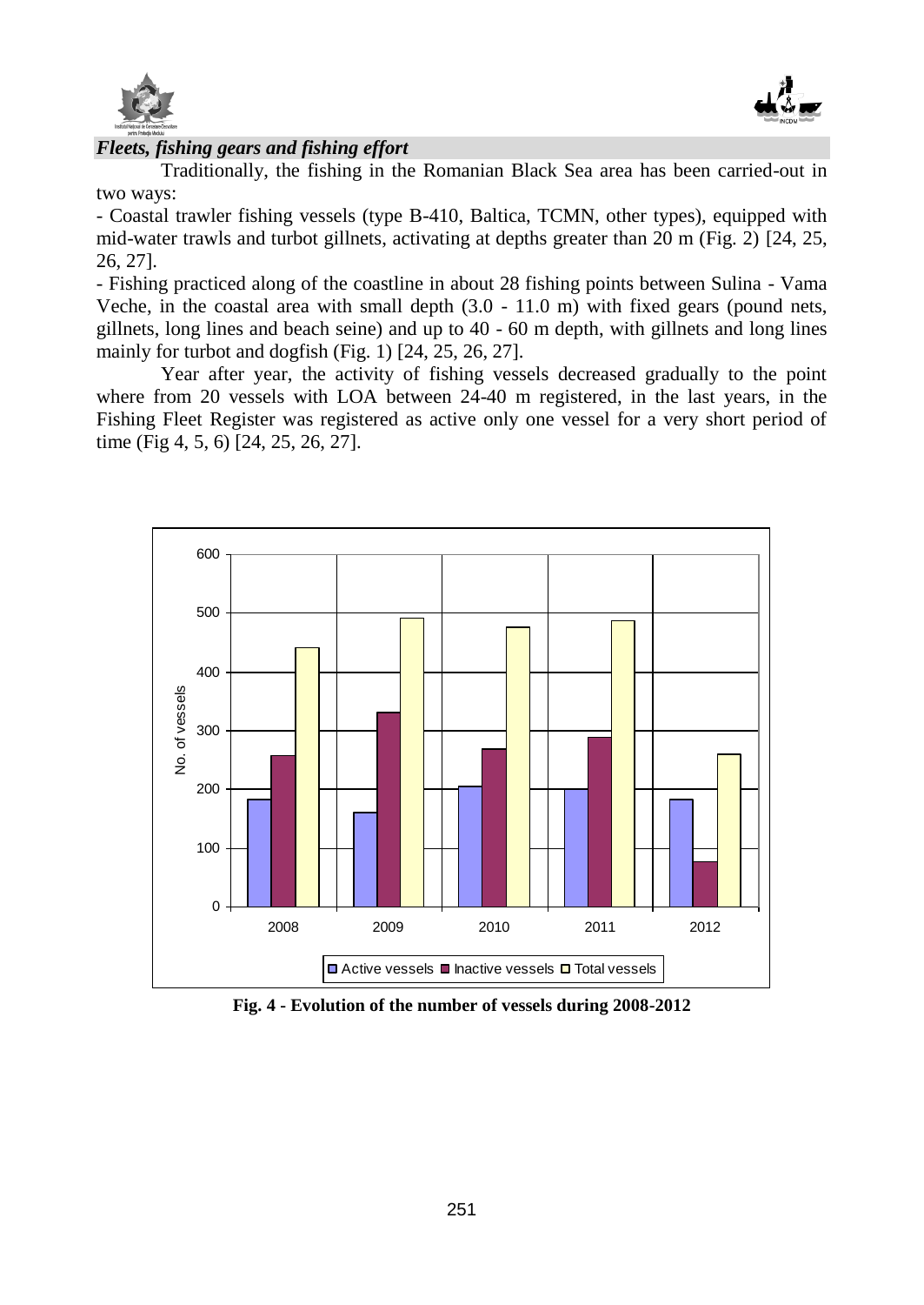### *Fleets, fishing gears and fishing effort*

Traditionally, the fishing in the Romanian Black Sea area has been carried-out in two ways:

- Coastal trawler fishing vessels (type B-410, Baltica, TCMN, other types), equipped with mid-water trawls and turbot gillnets, activating at depths greater than 20 m (Fig. 2) [24, 25, 26, 27].
- Fishing practiced along of the coastline in about 28 fishing points between Sulina - Vama Veche, in the coastal area with small depth (3.0 - 11.0 m) with fixed gears (pound nets, gillnets, long lines and beach seine) and up to 40 - 60 m depth, with gillnets and long lines mainly for turbot and dogfish (Fig. 1) [24, 25, 26, 27].

Year after year, the activity of fishing vessels decreased gradually to the point where from 20 vessels with LOA between 24-40 m registered, in the last years, in the Fishing Fleet Register was registered as active only one vessel for a very short period of time (Fig 4, 5, 6) [24, 25, 26, 27].

**Fig. 4 - Evolution of the number of vessels during 2008-2012**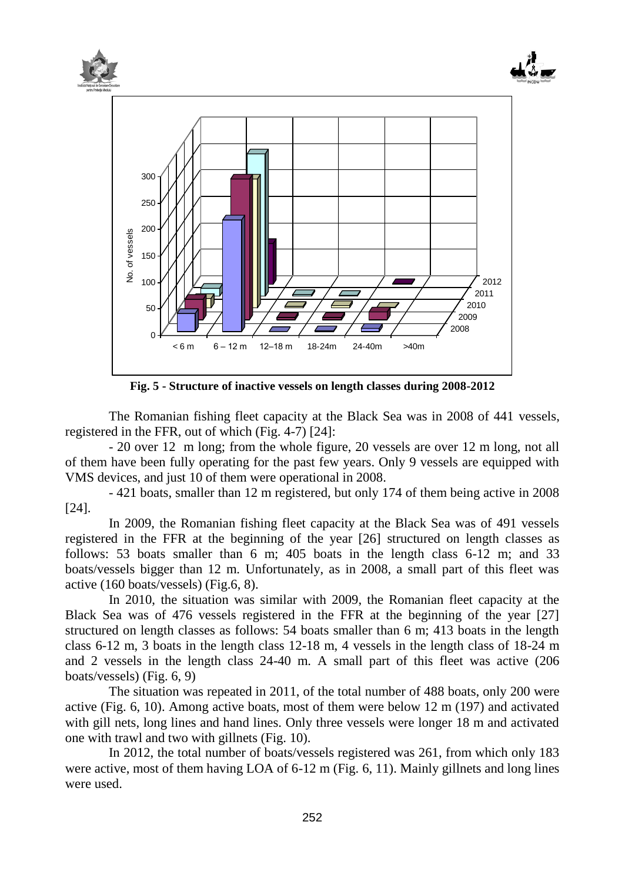Fig. 5 - Structure of inactive vessels on length classes during 2008-2012

The Romanian fishing fleet capacity at the Black Sea was in 2008 of 441 vessels, registered in the FFR, out of which (Fig. 4-7) [24]:

- 20 over 12 m long; from the whole figure, 20 vessels are over 12 m long, not all of them have been fully operating for the past few years. Only 9 vessels are equipped with VMS devices, and just 10 of them were operational in 2008.

- 421 boats, smaller than 12 m registered, but only 174 of them being active in 2008 [24].

In 2009, the Romanian fishing fleet capacity at the Black Sea was of 491 vessels registered in the FFR at the beginning of the year [26] structured on length classes as follows: 53 boats smaller than 6 m; 405 boats in the length class 6-12 m; and 33 boats/vessels bigger than 12 m. Unfortunately, as in 2008, a small part of this fleet was active (160 boats/vessels) (Fig.6, 8).

In 2010, the situation was similar with 2009, the Romanian fleet capacity at the Black Sea was of 476 vessels registered in the FFR at the beginning of the year [27] structured on length classes as follows: 54 boats smaller than 6 m; 413 boats in the length class 6-12 m, 3 boats in the length class 12-18 m, 4 vessels in the length class of 18-24 m and 2 vessels in the length class 24-40 m. A small part of this fleet was active (206 boats/vessels) (Fig. 6, 9)

The situation was repeated in 2011, of the total number of 488 boats, only 200 were active (Fig. 6, 10). Among active boats, most of them were below 12 m (197) and activated with gill nets, long lines and hand lines. Only three vessels were longer 18 m and activated one with trawl and two with gillnets (Fig. 10).

In 2012, the total number of boats/vessels registered was 261, from which only 183 were active, most of them having LOA of 6-12 m (Fig. 6, 11). Mainly gillnets and long lines were used.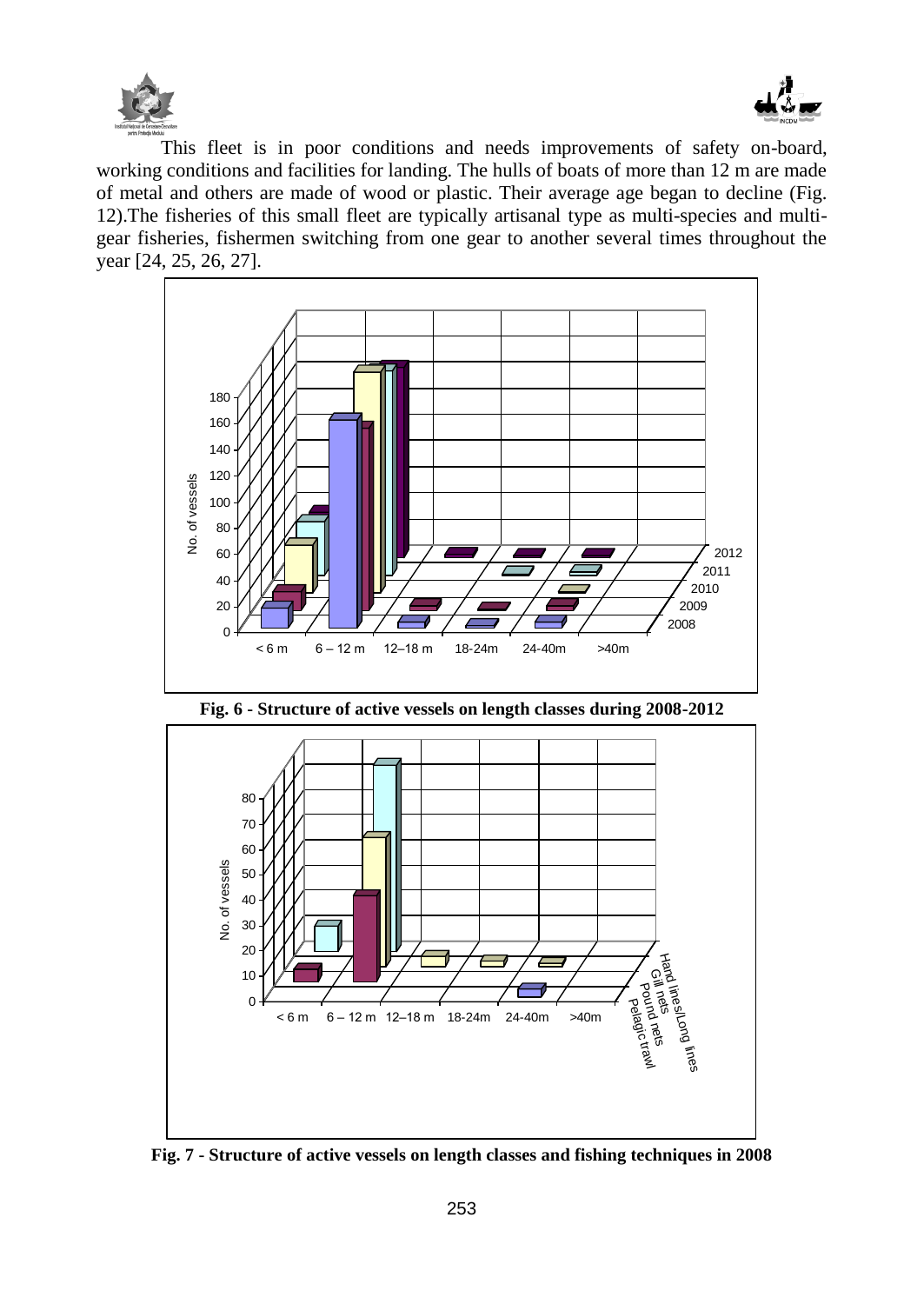This fleet is in poor conditions and needs improvements of safety on-board, working conditions and facilities for landing. The hulls of boats of more than 12 m are made of metal and others are made of wood or plastic. Their average age began to decline (Fig. 12).The fisheries of this small fleet are typically artisanal type as multi-species and multi-gear fisheries, fishermen switching from one gear to another several times throughout the year [24, 25, 26, 27].

**Fig. 6 - Structure of active vessels on length classes during 2008-2012**

**Fig. 7 - Structure of active vessels on length classes and fishing techniques in 2008**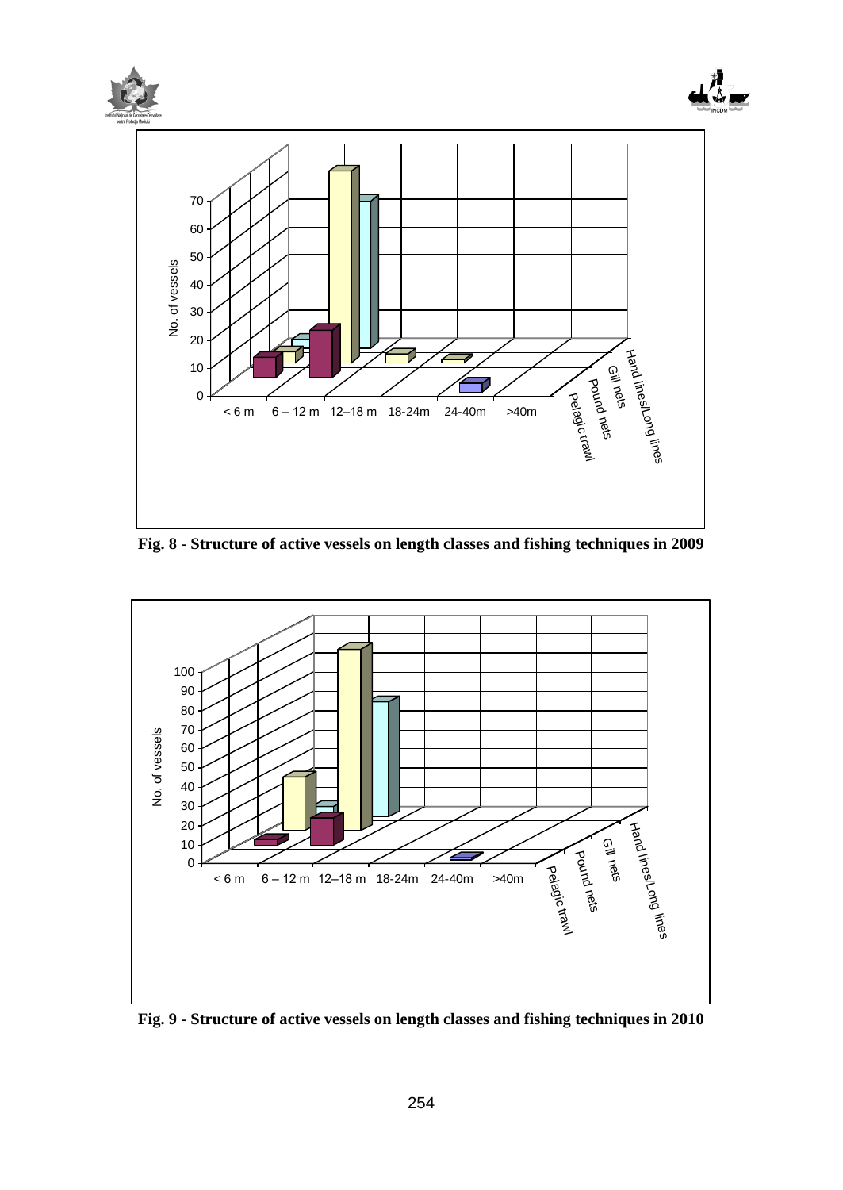**Fig. 8 - Structure of active vessels on length classes and fishing techniques in 2009**

**Fig. 9 - Structure of active vessels on length classes and fishing techniques in 2010**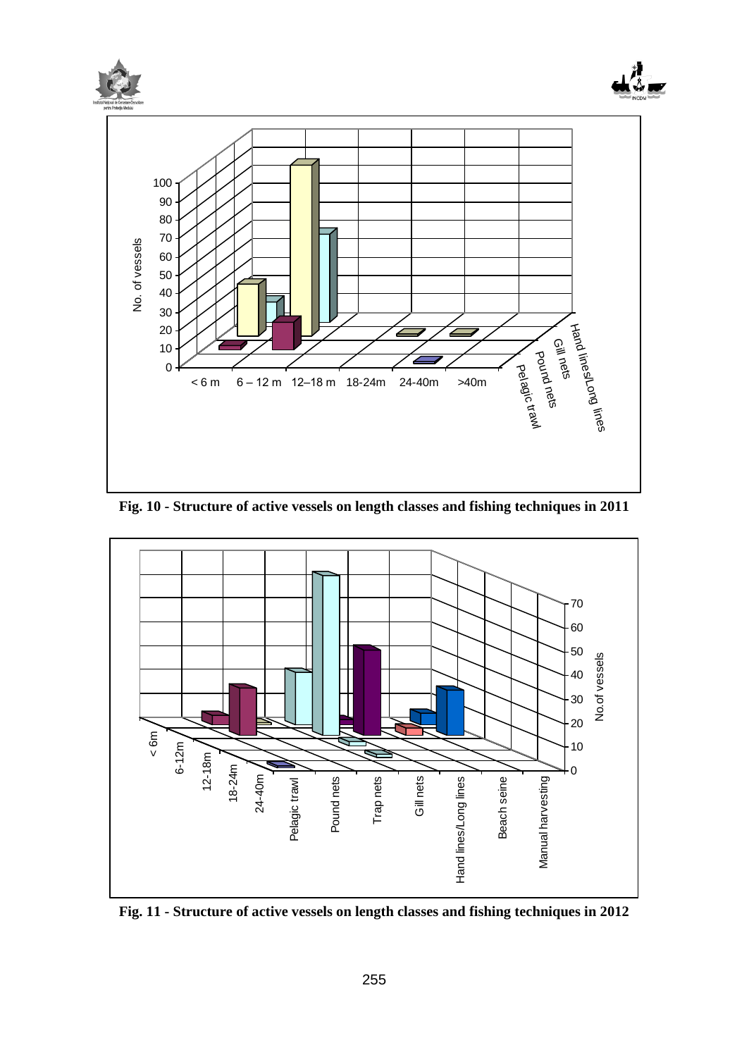Fig. 10 - Structure of active vessels on length classes and fishing techniques in 2011

Fig. 11 - Structure of active vessels on length classes and fishing techniques in 2012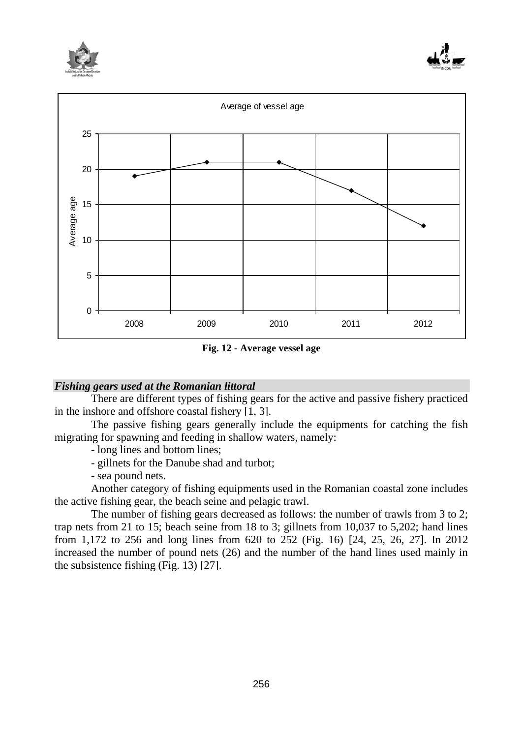Fig. 12 - Average vessel age

***Fishing gears used at the Romanian littoral***

There are different types of fishing gears for the active and passive fishery practiced in the inshore and offshore coastal fishery [1, 3].

The passive fishing gears generally include the equipments for catching the fish migrating for spawning and feeding in shallow waters, namely:

- long lines and bottom lines;
- gillnets for the Danube shad and turbot;
- sea pound nets.

Another category of fishing equipments used in the Romanian coastal zone includes the active fishing gear, the beach seine and pelagic trawl.

The number of fishing gears decreased as follows: the number of trawls from 3 to 2; trap nets from 21 to 15; beach seine from 18 to 3; gillnets from 10,037 to 5,202; hand lines from 1,172 to 256 and long lines from 620 to 252 (Fig. 16) [24, 25, 26, 27]. In 2012 increased the number of pound nets (26) and the number of the hand lines used mainly in the subsistence fishing (Fig. 13) [27].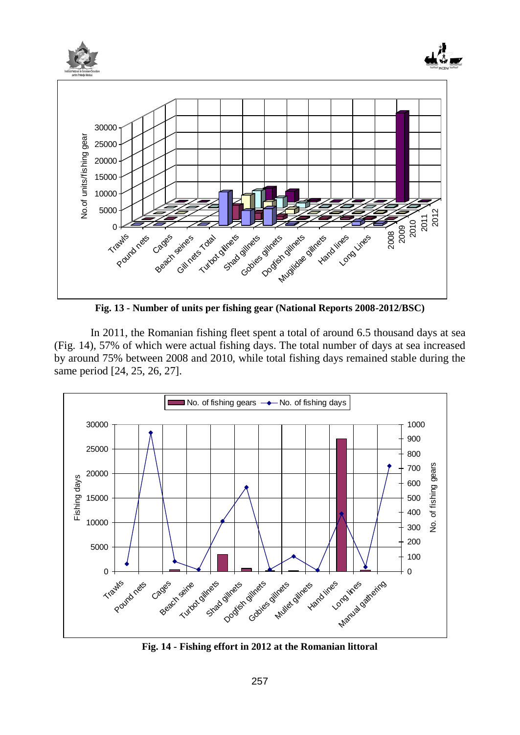**Fig. 13 - Number of units per fishing gear (National Reports 2008-2012/BSC)**

In 2011, the Romanian fishing fleet spent a total of around 6.5 thousand days at sea (Fig. 14), 57% of which were actual fishing days. The total number of days at sea increased by around 75% between 2008 and 2010, while total fishing days remained stable during the same period [24, 25, 26, 27].

**Fig. 14 - Fishing effort in 2012 at the Romanian littoral**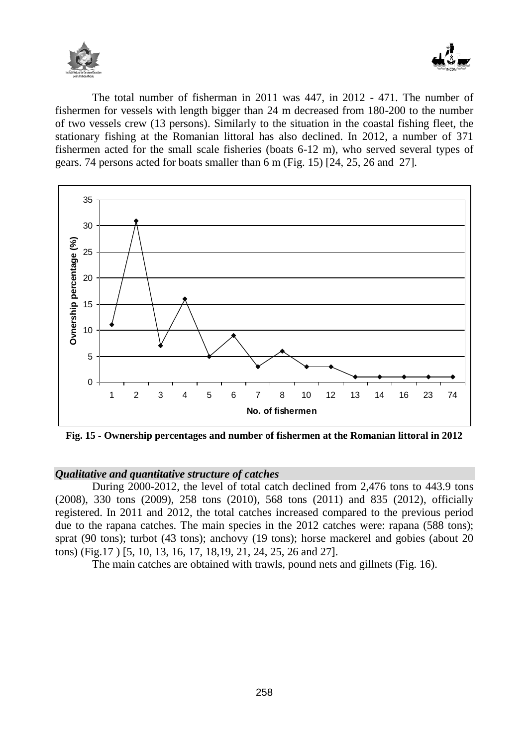The total number of fisherman in 2011 was 447, in 2012 - 471. The number of fishermen for vessels with length bigger than 24 m decreased from 180-200 to the number of two vessels crew (13 persons). Similarly to the situation in the coastal fishing fleet, the stationary fishing at the Romanian littoral has also declined. In 2012, a number of 371 fishermen acted for the small scale fisheries (boats 6-12 m), who served several types of gears. 74 persons acted for boats smaller than 6 m (Fig. 15) [24, 25, 26 and 27].

**Fig. 15 - Ownership percentages and number of fishermen at the Romanian littoral in 2012**

### *Qualitative and quantitative structure of catches*

During 2000-2012, the level of total catch declined from 2,476 tons to 443.9 tons (2008), 330 tons (2009), 258 tons (2010), 568 tons (2011) and 835 (2012), officially registered. In 2011 and 2012, the total catches increased compared to the previous period due to the rapana catches. The main species in the 2012 catches were: rapana (588 tons); sprat (90 tons); turbot (43 tons); anchovy (19 tons); horse mackerel and gobies (about 20 tons) (Fig.17 ) [5, 10, 13, 16, 17, 18,19, 21, 24, 25, 26 and 27].

The main catches are obtained with trawls, pound nets and gillnets (Fig. 16).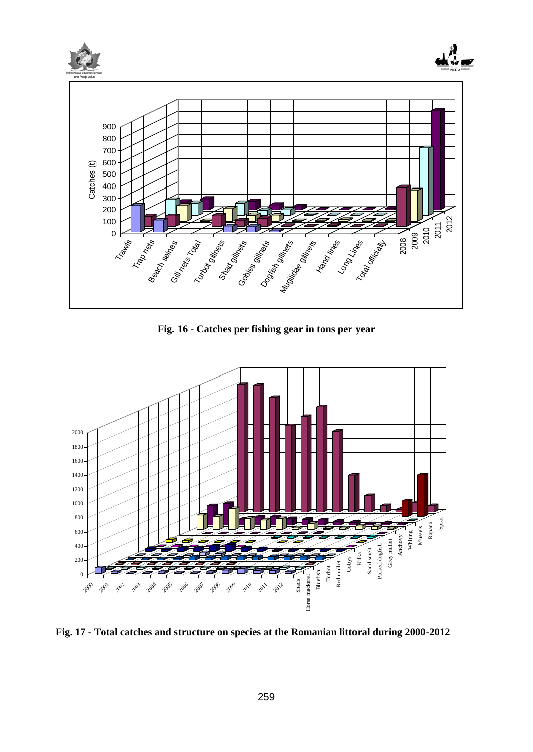Fig. 16 - Catches per fishing gear in tons per year

Fig. 17 - Total catches and structure on species at the Romanian littoral during 2000-2012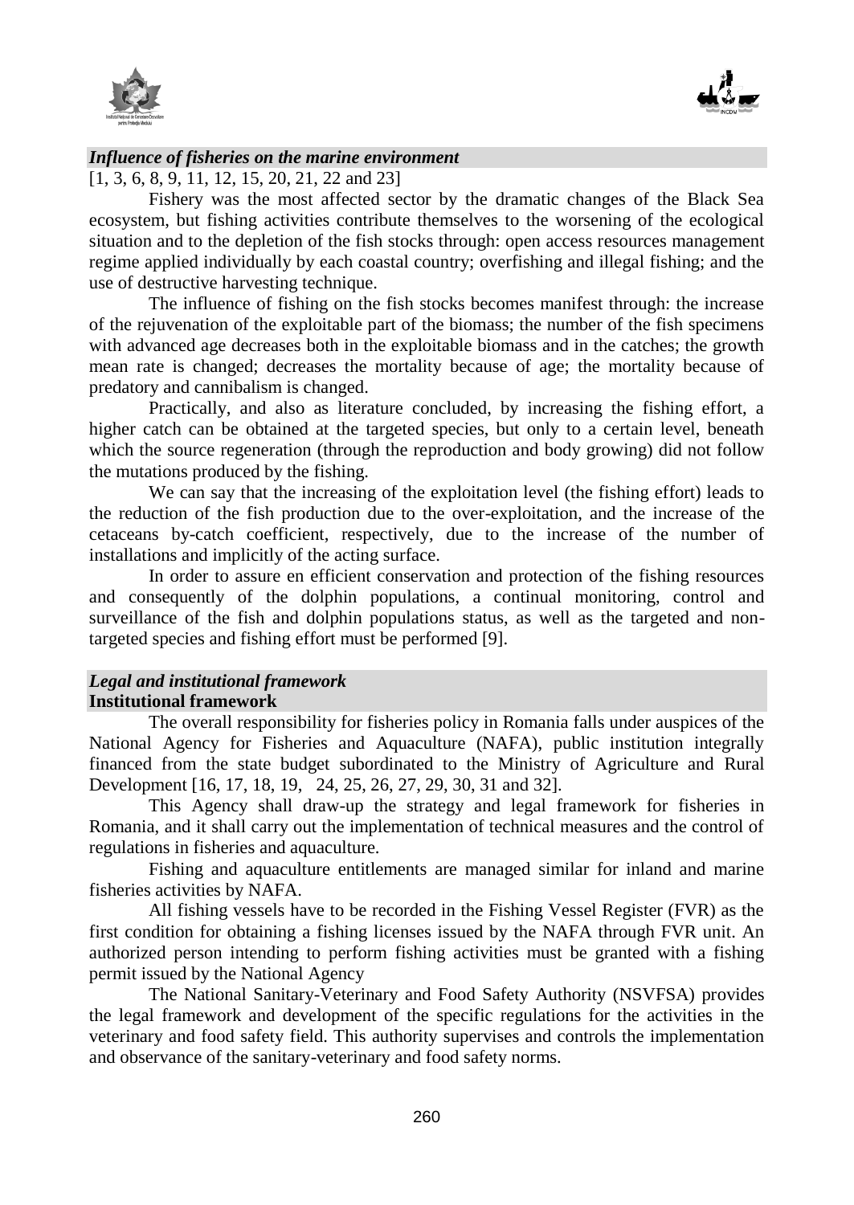## *Influence of fisheries on the marine environment*

[1, 3, 6, 8, 9, 11, 12, 15, 20, 21, 22 and 23]

Fishery was the most affected sector by the dramatic changes of the Black Sea ecosystem, but fishing activities contribute themselves to the worsening of the ecological situation and to the depletion of the fish stocks through: open access resources management regime applied individually by each coastal country; overfishing and illegal fishing; and the use of destructive harvesting technique.

The influence of fishing on the fish stocks becomes manifest through: the increase of the rejuvenation of the exploitable part of the biomass; the number of the fish specimens with advanced age decreases both in the exploitable biomass and in the catches; the growth mean rate is changed; decreases the mortality because of age; the mortality because of predatory and cannibalism is changed.

Practically, and also as literature concluded, by increasing the fishing effort, a higher catch can be obtained at the targeted species, but only to a certain level, beneath which the source regeneration (through the reproduction and body growing) did not follow the mutations produced by the fishing.

We can say that the increasing of the exploitation level (the fishing effort) leads to the reduction of the fish production due to the over-exploitation, and the increase of the cetaceans by-catch coefficient, respectively, due to the increase of the number of installations and implicitly of the acting surface.

In order to assure en efficient conservation and protection of the fishing resources and consequently of the dolphin populations, a continual monitoring, control and surveillance of the fish and dolphin populations status, as well as the targeted and non-targeted species and fishing effort must be performed [9].

## *Legal and institutional framework*

### **Institutional framework**

The overall responsibility for fisheries policy in Romania falls under auspices of the National Agency for Fisheries and Aquaculture (NAFA), public institution integrally financed from the state budget subordinated to the Ministry of Agriculture and Rural Development [16, 17, 18, 19, 24, 25, 26, 27, 29, 30, 31 and 32].

This Agency shall draw-up the strategy and legal framework for fisheries in Romania, and it shall carry out the implementation of technical measures and the control of regulations in fisheries and aquaculture.

Fishing and aquaculture entitlements are managed similar for inland and marine fisheries activities by NAFA.

All fishing vessels have to be recorded in the Fishing Vessel Register (FVR) as the first condition for obtaining a fishing licenses issued by the NAFA through FVR unit. An authorized person intending to perform fishing activities must be granted with a fishing permit issued by the National Agency

The National Sanitary-Veterinary and Food Safety Authority (NSVFSA) provides the legal framework and development of the specific regulations for the activities in the veterinary and food safety field. This authority supervises and controls the implementation and observance of the sanitary-veterinary and food safety norms.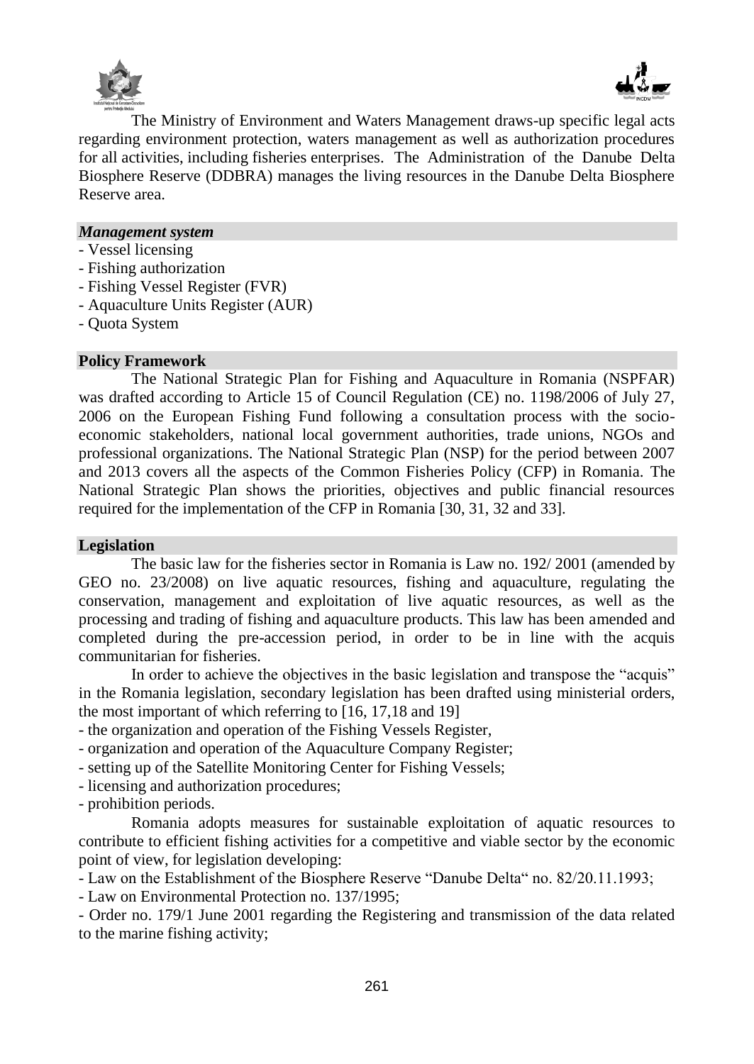The Ministry of Environment and Waters Management draws-up specific legal acts regarding environment protection, waters management as well as authorization procedures for all activities, including fisheries enterprises. The Administration of the Danube Delta Biosphere Reserve (DDBRA) manages the living resources in the Danube Delta Biosphere Reserve area.

***Management system***

- Vessel licensing
- Fishing authorization
- Fishing Vessel Register (FVR)
- Aquaculture Units Register (AUR)
- Quota System

**Policy Framework**

The National Strategic Plan for Fishing and Aquaculture in Romania (NSPFAR) was drafted according to Article 15 of Council Regulation (CE) no. 1198/2006 of July 27, 2006 on the European Fishing Fund following a consultation process with the socio-economic stakeholders, national local government authorities, trade unions, NGOs and professional organizations. The National Strategic Plan (NSP) for the period between 2007 and 2013 covers all the aspects of the Common Fisheries Policy (CFP) in Romania. The National Strategic Plan shows the priorities, objectives and public financial resources required for the implementation of the CFP in Romania [30, 31, 32 and 33].

**Legislation**

The basic law for the fisheries sector in Romania is Law no. 192/ 2001 (amended by GEO no. 23/2008) on live aquatic resources, fishing and aquaculture, regulating the conservation, management and exploitation of live aquatic resources, as well as the processing and trading of fishing and aquaculture products. This law has been amended and completed during the pre-accession period, in order to be in line with the acquis communitarian for fisheries.

In order to achieve the objectives in the basic legislation and transpose the "acquis" in the Romania legislation, secondary legislation has been drafted using ministerial orders, the most important of which referring to [16, 17,18 and 19]

- the organization and operation of the Fishing Vessels Register,
- organization and operation of the Aquaculture Company Register;
- setting up of the Satellite Monitoring Center for Fishing Vessels;
- licensing and authorization procedures;
- prohibition periods.

Romania adopts measures for sustainable exploitation of aquatic resources to contribute to efficient fishing activities for a competitive and viable sector by the economic point of view, for legislation developing:

- Law on the Establishment of the Biosphere Reserve "Danube Delta" no. 82/20.11.1993;
- Law on Environmental Protection no. 137/1995;
- Order no. 179/1 June 2001 regarding the Registering and transmission of the data related to the marine fishing activity;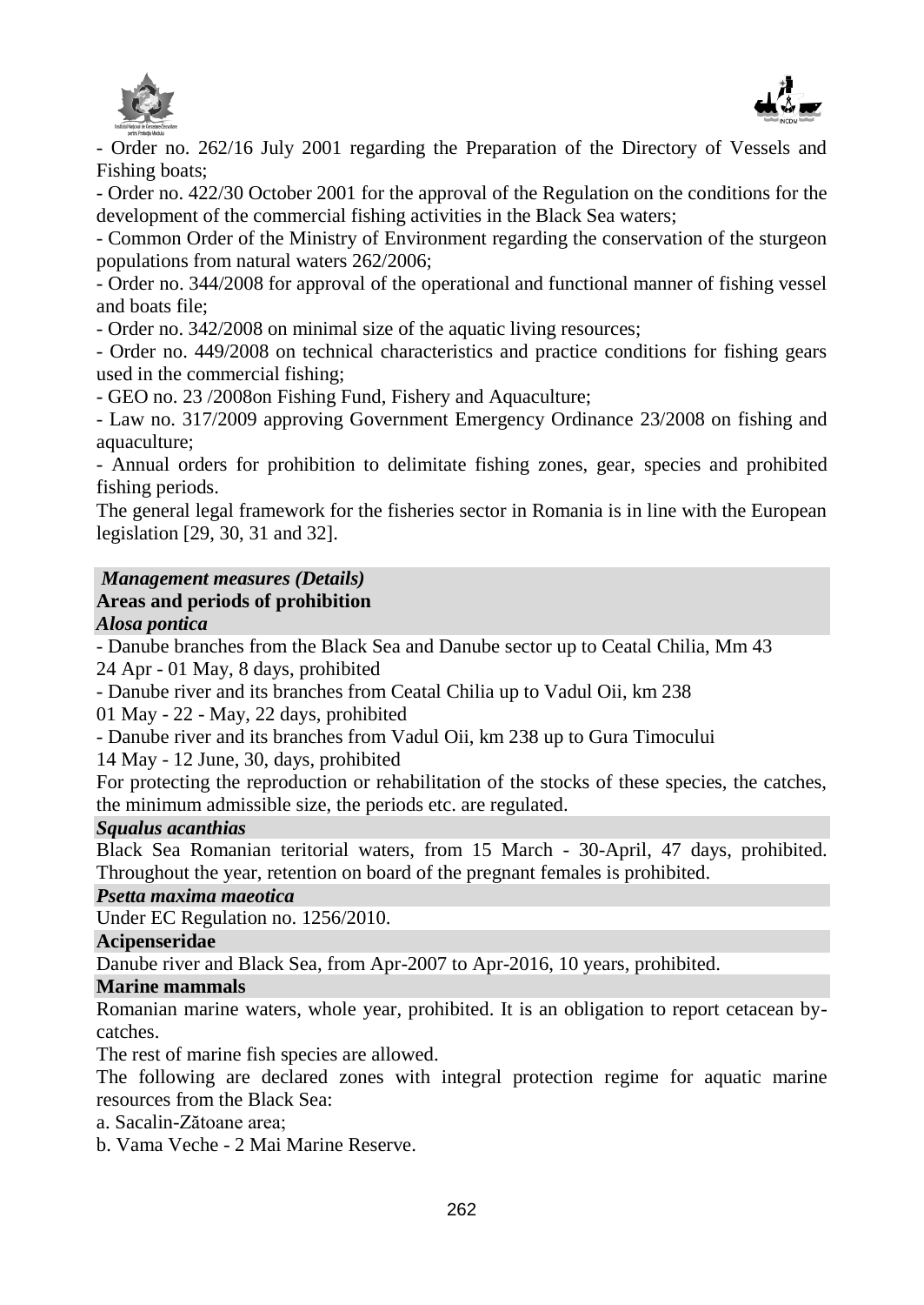- Order no. 262/16 July 2001 regarding the Preparation of the Directory of Vessels and Fishing boats;
- Order no. 422/30 October 2001 for the approval of the Regulation on the conditions for the development of the commercial fishing activities in the Black Sea waters;
- Common Order of the Ministry of Environment regarding the conservation of the sturgeon populations from natural waters 262/2006;
- Order no. 344/2008 for approval of the operational and functional manner of fishing vessel and boats file;
- Order no. 342/2008 on minimal size of the aquatic living resources;
- Order no. 449/2008 on technical characteristics and practice conditions for fishing gears used in the commercial fishing;
- GEO no. 23 /2008on Fishing Fund, Fishery and Aquaculture;
- Law no. 317/2009 approving Government Emergency Ordinance 23/2008 on fishing and aquaculture;
- Annual orders for prohibition to delimitate fishing zones, gear, species and prohibited fishing periods.

The general legal framework for the fisheries sector in Romania is in line with the European legislation [29, 30, 31 and 32].

***Management measures (Details)***

**Areas and periods of prohibition**

***Alosa pontica***

- Danube branches from the Black Sea and Danube sector up to Ceatal Chilia, Mm 43
24 Apr - 01 May, 8 days, prohibited
- Danube river and its branches from Ceatal Chilia up to Vadul Oii, km 238
01 May - 22 - May, 22 days, prohibited
- Danube river and its branches from Vadul Oii, km 238 up to Gura Timocului
14 May - 12 June, 30, days, prohibited

For protecting the reproduction or rehabilitation of the stocks of these species, the catches, the minimum admissible size, the periods etc. are regulated.

***Squalus acanthias***

Black Sea Romanian teritorial waters, from 15 March - 30-April, 47 days, prohibited. Throughout the year, retention on board of the pregnant females is prohibited.

***Psetta maxima maeotica***

Under EC Regulation no. 1256/2010.

**Acipenseridae**

Danube river and Black Sea, from Apr-2007 to Apr-2016, 10 years, prohibited.

**Marine mammals**

Romanian marine waters, whole year, prohibited. It is an obligation to report cetacean by-catches.

The rest of marine fish species are allowed.

The following are declared zones with integral protection regime for aquatic marine resources from the Black Sea:

a. Sacalin-Zătoane area;

b. Vama Veche - 2 Mai Marine Reserve.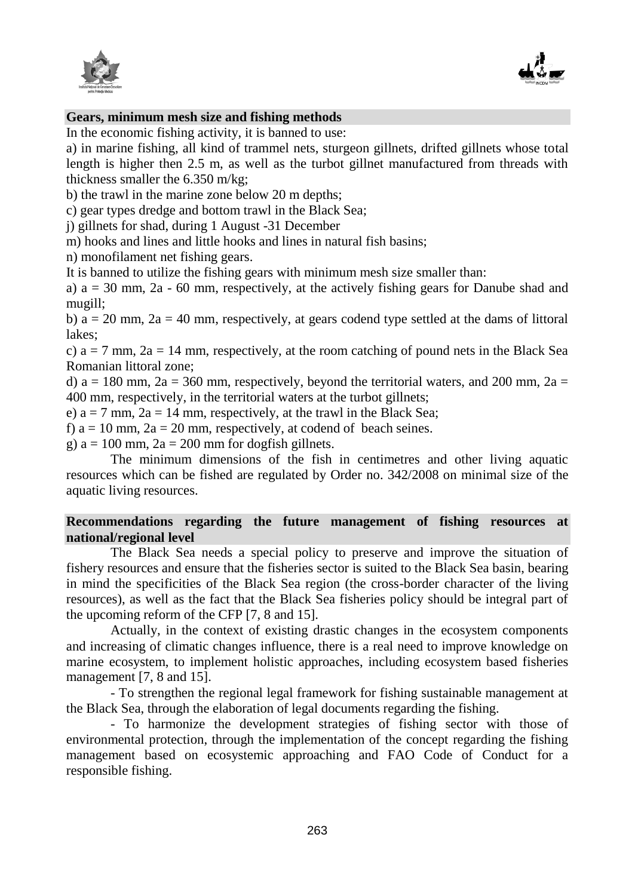## Gears, minimum mesh size and fishing methods

In the economic fishing activity, it is banned to use:

a) in marine fishing, all kind of trammel nets, sturgeon gillnets, drifted gillnets whose total length is higher then 2.5 m, as well as the turbot gillnet manufactured from threads with thickness smaller the 6.350 m/kg;

b) the trawl in the marine zone below 20 m depths;

c) gear types dredge and bottom trawl in the Black Sea;

j) gillnets for shad, during 1 August -31 December

m) hooks and lines and little hooks and lines in natural fish basins;

n) monofilament net fishing gears.

It is banned to utilize the fishing gears with minimum mesh size smaller than:

a) a = 30 mm, 2a - 60 mm, respectively, at the actively fishing gears for Danube shad and mugill;

b) a = 20 mm, 2a = 40 mm, respectively, at gears codend type settled at the dams of littoral lakes;

c) a = 7 mm, 2a = 14 mm, respectively, at the room catching of pound nets in the Black Sea Romanian littoral zone;

d) a = 180 mm, 2a = 360 mm, respectively, beyond the territorial waters, and 200 mm, 2a = 400 mm, respectively, in the territorial waters at the turbot gillnets;

e) a = 7 mm, 2a = 14 mm, respectively, at the trawl in the Black Sea;

f) a = 10 mm, 2a = 20 mm, respectively, at codend of beach seines.

g) a = 100 mm, 2a = 200 mm for dogfish gillnets.

The minimum dimensions of the fish in centimetres and other living aquatic resources which can be fished are regulated by Order no. 342/2008 on minimal size of the aquatic living resources.

## Recommendations regarding the future management of fishing resources at national/regional level

The Black Sea needs a special policy to preserve and improve the situation of fishery resources and ensure that the fisheries sector is suited to the Black Sea basin, bearing in mind the specificities of the Black Sea region (the cross-border character of the living resources), as well as the fact that the Black Sea fisheries policy should be integral part of the upcoming reform of the CFP [7, 8 and 15].

Actually, in the context of existing drastic changes in the ecosystem components and increasing of climatic changes influence, there is a real need to improve knowledge on marine ecosystem, to implement holistic approaches, including ecosystem based fisheries management [7, 8 and 15].

- To strengthen the regional legal framework for fishing sustainable management at the Black Sea, through the elaboration of legal documents regarding the fishing.

- To harmonize the development strategies of fishing sector with those of environmental protection, through the implementation of the concept regarding the fishing management based on ecosystemic approaching and FAO Code of Conduct for a responsible fishing.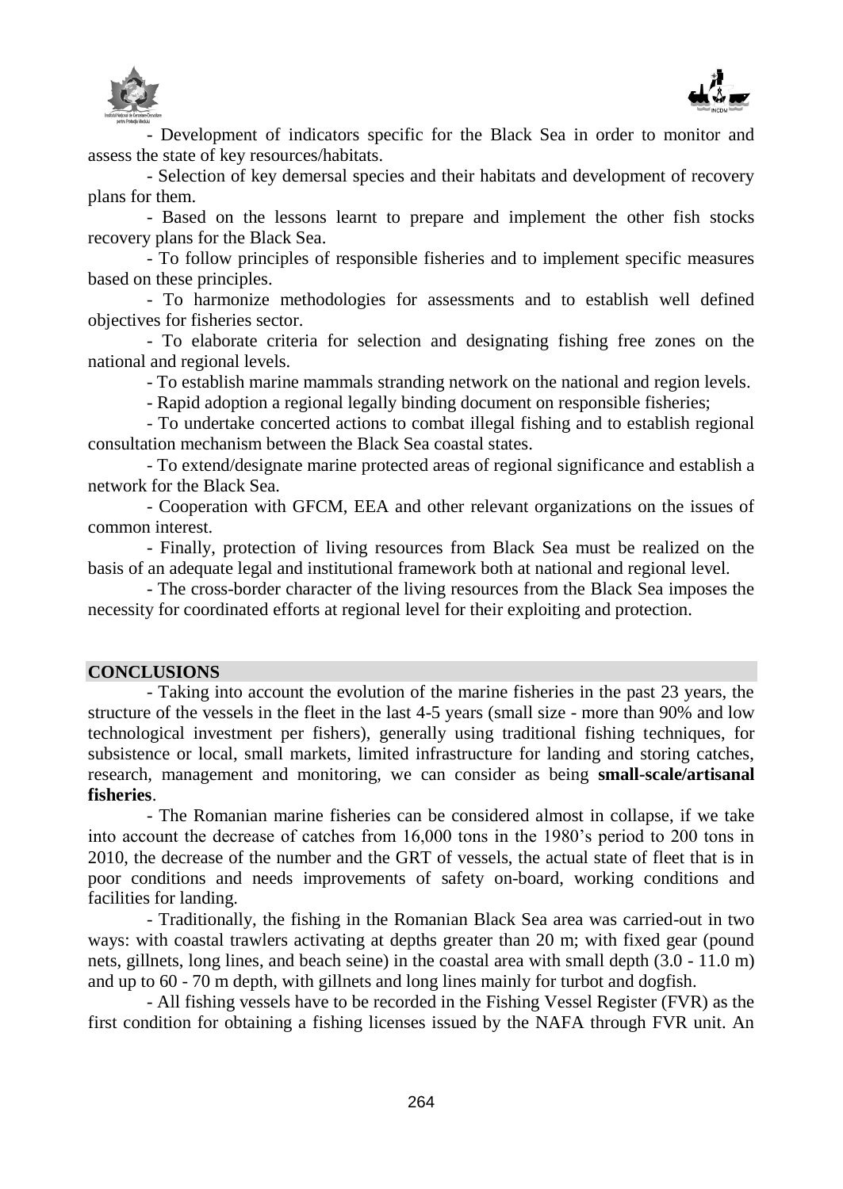- Development of indicators specific for the Black Sea in order to monitor and assess the state of key resources/habitats.

- Selection of key demersal species and their habitats and development of recovery plans for them.

- Based on the lessons learnt to prepare and implement the other fish stocks recovery plans for the Black Sea.

- To follow principles of responsible fisheries and to implement specific measures based on these principles.

- To harmonize methodologies for assessments and to establish well defined objectives for fisheries sector.

- To elaborate criteria for selection and designating fishing free zones on the national and regional levels.

- To establish marine mammals stranding network on the national and region levels.

- Rapid adoption a regional legally binding document on responsible fisheries;

- To undertake concerted actions to combat illegal fishing and to establish regional consultation mechanism between the Black Sea coastal states.

- To extend/designate marine protected areas of regional significance and establish a network for the Black Sea.

- Cooperation with GFCM, EEA and other relevant organizations on the issues of common interest.

- Finally, protection of living resources from Black Sea must be realized on the basis of an adequate legal and institutional framework both at national and regional level.

- The cross-border character of the living resources from the Black Sea imposes the necessity for coordinated efforts at regional level for their exploiting and protection.

## CONCLUSIONS

- Taking into account the evolution of the marine fisheries in the past 23 years, the structure of the vessels in the fleet in the last 4-5 years (small size - more than 90% and low technological investment per fishers), generally using traditional fishing techniques, for subsistence or local, small markets, limited infrastructure for landing and storing catches, research, management and monitoring, we can consider as being **small-scale/artisanal fisheries**.

- The Romanian marine fisheries can be considered almost in collapse, if we take into account the decrease of catches from 16,000 tons in the 1980's period to 200 tons in 2010, the decrease of the number and the GRT of vessels, the actual state of fleet that is in poor conditions and needs improvements of safety on-board, working conditions and facilities for landing.

- Traditionally, the fishing in the Romanian Black Sea area was carried-out in two ways: with coastal trawlers activating at depths greater than 20 m; with fixed gear (pound nets, gillnets, long lines, and beach seine) in the coastal area with small depth (3.0 - 11.0 m) and up to 60 - 70 m depth, with gillnets and long lines mainly for turbot and dogfish.

- All fishing vessels have to be recorded in the Fishing Vessel Register (FVR) as the first condition for obtaining a fishing licenses issued by the NAFA through FVR unit. An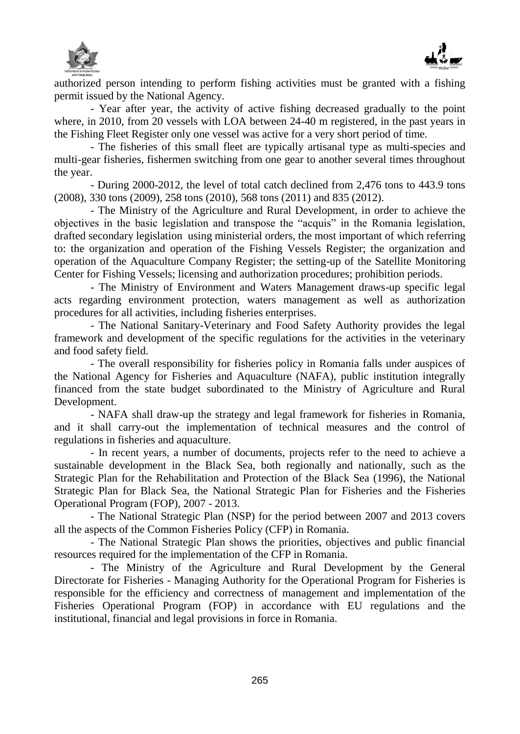authorized person intending to perform fishing activities must be granted with a fishing permit issued by the National Agency.

- Year after year, the activity of active fishing decreased gradually to the point where, in 2010, from 20 vessels with LOA between 24-40 m registered, in the past years in the Fishing Fleet Register only one vessel was active for a very short period of time.

- The fisheries of this small fleet are typically artisanal type as multi-species and multi-gear fisheries, fishermen switching from one gear to another several times throughout the year.

- During 2000-2012, the level of total catch declined from 2,476 tons to 443.9 tons (2008), 330 tons (2009), 258 tons (2010), 568 tons (2011) and 835 (2012).

- The Ministry of the Agriculture and Rural Development, in order to achieve the objectives in the basic legislation and transpose the "acquis" in the Romania legislation, drafted secondary legislation using ministerial orders, the most important of which referring to: the organization and operation of the Fishing Vessels Register; the organization and operation of the Aquaculture Company Register; the setting-up of the Satellite Monitoring Center for Fishing Vessels; licensing and authorization procedures; prohibition periods.

- The Ministry of Environment and Waters Management draws-up specific legal acts regarding environment protection, waters management as well as authorization procedures for all activities, including fisheries enterprises.

- The National Sanitary-Veterinary and Food Safety Authority provides the legal framework and development of the specific regulations for the activities in the veterinary and food safety field.

- The overall responsibility for fisheries policy in Romania falls under auspices of the National Agency for Fisheries and Aquaculture (NAFA), public institution integrally financed from the state budget subordinated to the Ministry of Agriculture and Rural Development.

- NAFA shall draw-up the strategy and legal framework for fisheries in Romania, and it shall carry-out the implementation of technical measures and the control of regulations in fisheries and aquaculture.

- In recent years, a number of documents, projects refer to the need to achieve a sustainable development in the Black Sea, both regionally and nationally, such as the Strategic Plan for the Rehabilitation and Protection of the Black Sea (1996), the National Strategic Plan for Black Sea, the National Strategic Plan for Fisheries and the Fisheries Operational Program (FOP), 2007 - 2013.

- The National Strategic Plan (NSP) for the period between 2007 and 2013 covers all the aspects of the Common Fisheries Policy (CFP) in Romania.

- The National Strategic Plan shows the priorities, objectives and public financial resources required for the implementation of the CFP in Romania.

- The Ministry of the Agriculture and Rural Development by the General Directorate for Fisheries - Managing Authority for the Operational Program for Fisheries is responsible for the efficiency and correctness of management and implementation of the Fisheries Operational Program (FOP) in accordance with EU regulations and the institutional, financial and legal provisions in force in Romania.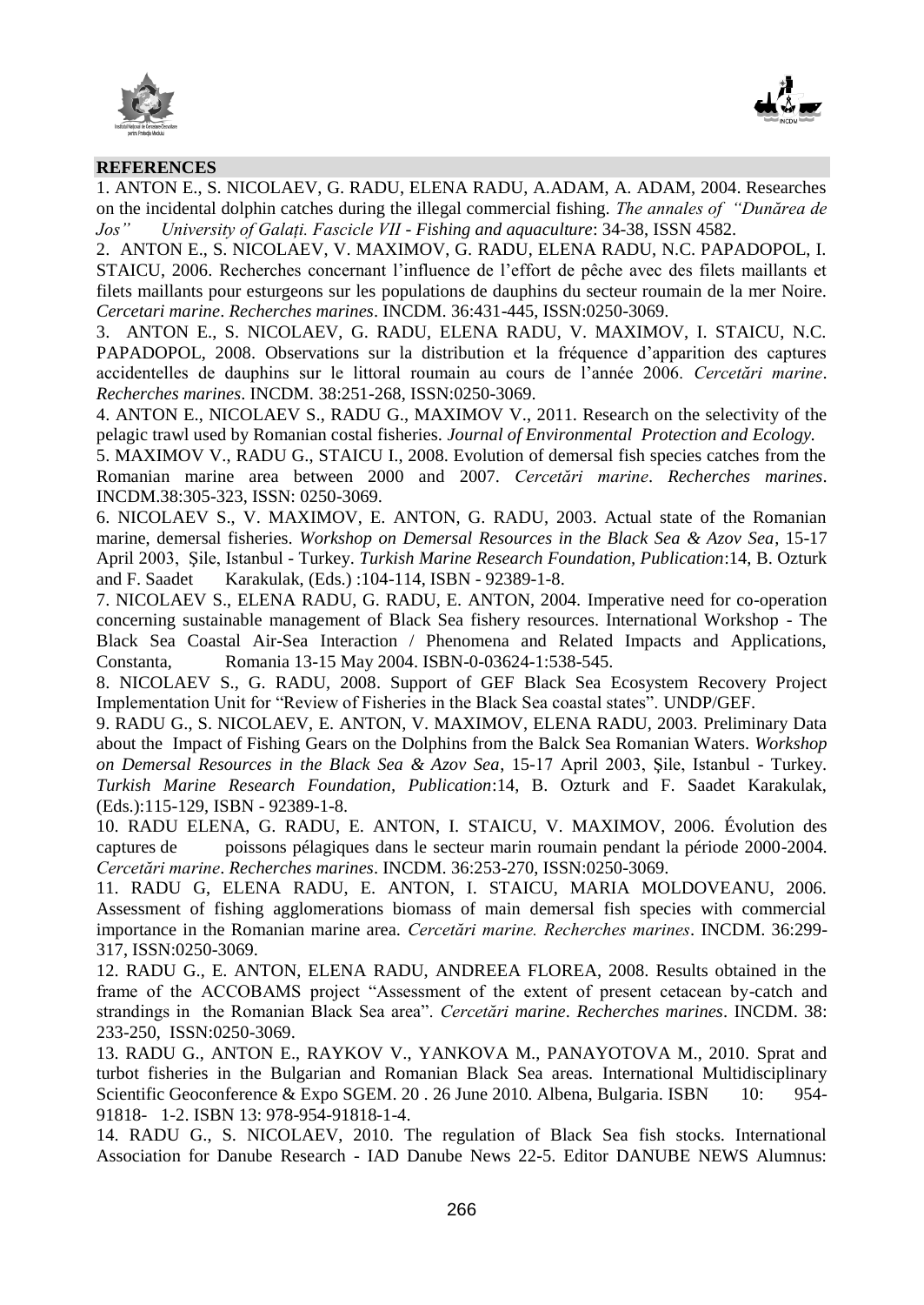## REFERENCES

1. ANTON E., S. NICOLAEV, G. RADU, ELENA RADU, A.ADAM, A. ADAM, 2004. Researches on the incidental dolphin catches during the illegal commercial fishing. *The annales of "Dunărea de Jos" University of Galați. Fascicle VII - Fishing and aquaculture*: 34-38, ISSN 4582.

2. ANTON E., S. NICOLAEV, V. MAXIMOV, G. RADU, ELENA RADU, N.C. PAPADOPOL, I. STAICU, 2006. Recherches concernant l'influence de l'effort de pêche avec des filets maillants et filets maillants pour esturgeons sur les populations de dauphins du secteur roumain de la mer Noire. *Cercetari marine. Recherches marines*. INCDM. 36:431-445, ISSN:0250-3069.

3. ANTON E., S. NICOLAEV, G. RADU, ELENA RADU, V. MAXIMOV, I. STAICU, N.C. PAPADOPOL, 2008. Observations sur la distribution et la fréquence d'apparition des captures accidentelles de dauphins sur le littoral roumain au cours de l'année 2006. *Cercetări marine. Recherches marines*. INCDM. 38:251-268, ISSN:0250-3069.

4. ANTON E., NICOLAEV S., RADU G., MAXIMOV V., 2011. Research on the selectivity of the pelagic trawl used by Romanian costal fisheries. *Journal of Environmental Protection and Ecology.*

5. MAXIMOV V., RADU G., STAICU I., 2008. Evolution of demersal fish species catches from the Romanian marine area between 2000 and 2007. *Cercetări marine. Recherches marines*. INCDM.38:305-323, ISSN: 0250-3069.

6. NICOLAEV S., V. MAXIMOV, E. ANTON, G. RADU, 2003. Actual state of the Romanian marine, demersal fisheries. *Workshop on Demersal Resources in the Black Sea & Azov Sea*, 15-17 April 2003, Şile, Istanbul - Turkey. *Turkish Marine Research Foundation, Publication*:14, B. Ozturk and F. Saadet Karakulak, (Eds.) :104-114, ISBN - 92389-1-8.

7. NICOLAEV S., ELENA RADU, G. RADU, E. ANTON, 2004. Imperative need for co-operation concerning sustainable management of Black Sea fishery resources. International Workshop - The Black Sea Coastal Air-Sea Interaction / Phenomena and Related Impacts and Applications, Constanta, Romania 13-15 May 2004. ISBN-0-03624-1:538-545.

8. NICOLAEV S., G. RADU, 2008. Support of GEF Black Sea Ecosystem Recovery Project Implementation Unit for "Review of Fisheries in the Black Sea coastal states". UNDP/GEF.

9. RADU G., S. NICOLAEV, E. ANTON, V. MAXIMOV, ELENA RADU, 2003. Preliminary Data about the Impact of Fishing Gears on the Dolphins from the Balck Sea Romanian Waters. *Workshop on Demersal Resources in the Black Sea & Azov Sea*, 15-17 April 2003, Şile, Istanbul - Turkey. *Turkish Marine Research Foundation, Publication*:14, B. Ozturk and F. Saadet Karakulak, (Eds.):115-129, ISBN - 92389-1-8.

10. RADU ELENA, G. RADU, E. ANTON, I. STAICU, V. MAXIMOV, 2006. Évolution des captures de poissons pélagiques dans le secteur marin roumain pendant la période 2000-2004. *Cercetări marine. Recherches marines*. INCDM. 36:253-270, ISSN:0250-3069.

11. RADU G, ELENA RADU, E. ANTON, I. STAICU, MARIA MOLDOVEANU, 2006. Assessment of fishing agglomerations biomass of main demersal fish species with commercial importance in the Romanian marine area. *Cercetări marine. Recherches marines*. INCDM. 36:299-317, ISSN:0250-3069.

12. RADU G., E. ANTON, ELENA RADU, ANDREEA FLOREA, 2008. Results obtained in the frame of the ACCOBAMS project "Assessment of the extent of present cetacean by-catch and strandings in the Romanian Black Sea area". *Cercetări marine. Recherches marines*. INCDM. 38: 233-250, ISSN:0250-3069.

13. RADU G., ANTON E., RAYKOV V., YANKOVA M., PANAYOTOVA M., 2010. Sprat and turbot fisheries in the Bulgarian and Romanian Black Sea areas. International Multidisciplinary Scientific Geoconference & Expo SGEM. 20 . 26 June 2010. Albena, Bulgaria. ISBN 10: 954-91818- 1-2. ISBN 13: 978-954-91818-1-4.

14. RADU G., S. NICOLAEV, 2010. The regulation of Black Sea fish stocks. International Association for Danube Research - IAD Danube News 22-5. Editor DANUBE NEWS Alumnus: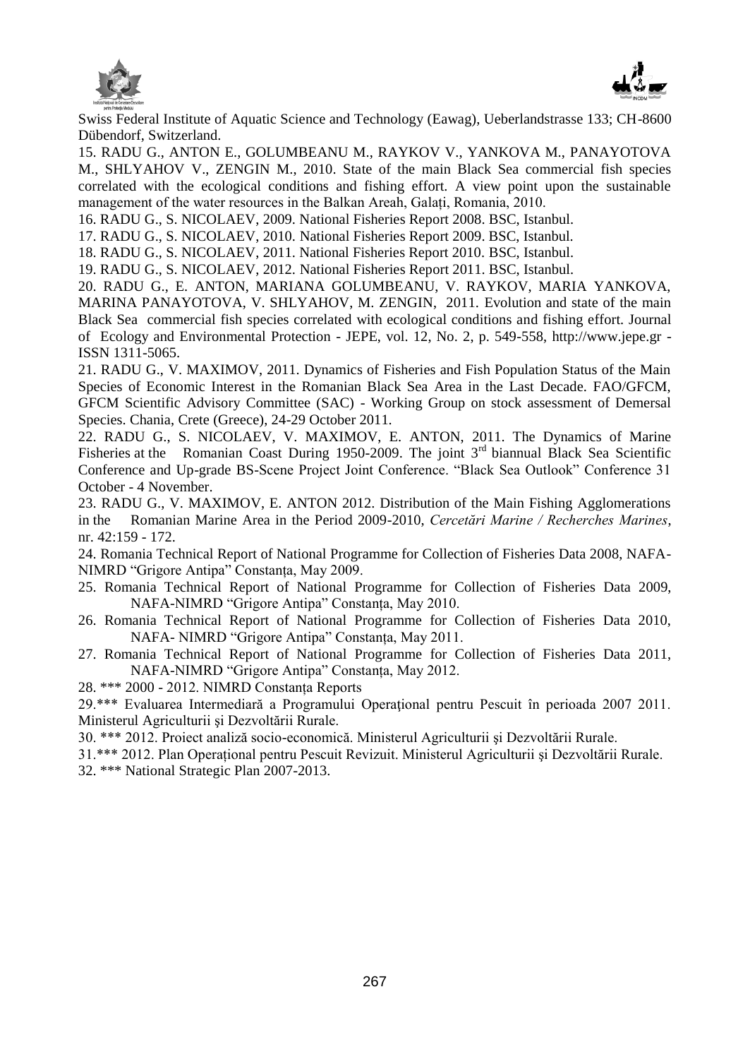Swiss Federal Institute of Aquatic Science and Technology (Eawag), Ueberlandstrasse 133; CH-8600 Dübendorf, Switzerland.

15. RADU G., ANTON E., GOLUMBEANU M., RAYKOV V., YANKOVA M., PANAYOTOVA M., SHLYAHOV V., ZENGIN M., 2010. State of the main Black Sea commercial fish species correlated with the ecological conditions and fishing effort. A view point upon the sustainable management of the water resources in the Balkan Areah, Galați, Romania, 2010.

16. RADU G., S. NICOLAEV, 2009. National Fisheries Report 2008. BSC, Istanbul.

17. RADU G., S. NICOLAEV, 2010. National Fisheries Report 2009. BSC, Istanbul.

18. RADU G., S. NICOLAEV, 2011. National Fisheries Report 2010. BSC, Istanbul.

19. RADU G., S. NICOLAEV, 2012. National Fisheries Report 2011. BSC, Istanbul.

20. RADU G., E. ANTON, MARIANA GOLUMBEANU, V. RAYKOV, MARIA YANKOVA, MARINA PANAYOTOVA, V. SHLYAHOV, M. ZENGIN, 2011. Evolution and state of the main Black Sea commercial fish species correlated with ecological conditions and fishing effort. Journal of Ecology and Environmental Protection - JEPE, vol. 12, No. 2, p. 549-558, http://www.jepe.gr - ISSN 1311-5065.

21. RADU G., V. MAXIMOV, 2011. Dynamics of Fisheries and Fish Population Status of the Main Species of Economic Interest in the Romanian Black Sea Area in the Last Decade. FAO/GFCM, GFCM Scientific Advisory Committee (SAC) - Working Group on stock assessment of Demersal Species. Chania, Crete (Greece), 24-29 October 2011.

22. RADU G., S. NICOLAEV, V. MAXIMOV, E. ANTON, 2011. The Dynamics of Marine Fisheries at the Romanian Coast During 1950-2009. The joint 3rd biannual Black Sea Scientific Conference and Up-grade BS-Scene Project Joint Conference. "Black Sea Outlook" Conference 31 October - 4 November.

23. RADU G., V. MAXIMOV, E. ANTON 2012. Distribution of the Main Fishing Agglomerations in the Romanian Marine Area in the Period 2009-2010, *Cercetări Marine / Recherches Marines*, nr. 42:159 - 172.

24. Romania Technical Report of National Programme for Collection of Fisheries Data 2008, NAFA-NIMRD "Grigore Antipa" Constanța, May 2009.

25. Romania Technical Report of National Programme for Collection of Fisheries Data 2009, NAFA-NIMRD "Grigore Antipa" Constanța, May 2010.

26. Romania Technical Report of National Programme for Collection of Fisheries Data 2010, NAFA- NIMRD "Grigore Antipa" Constanța, May 2011.

27. Romania Technical Report of National Programme for Collection of Fisheries Data 2011, NAFA-NIMRD "Grigore Antipa" Constanța, May 2012.

28. *** 2000 - 2012. NIMRD Constanța Reports

29.*** Evaluarea Intermediară a Programului Operațional pentru Pescuit în perioada 2007 2011. Ministerul Agriculturii şi Dezvoltării Rurale.

30. *** 2012. Proiect analiză socio-economică. Ministerul Agriculturii şi Dezvoltării Rurale.

31.*** 2012. Plan Operațional pentru Pescuit Revizuit. Ministerul Agriculturii şi Dezvoltării Rurale.

32. *** National Strategic Plan 2007-2013.